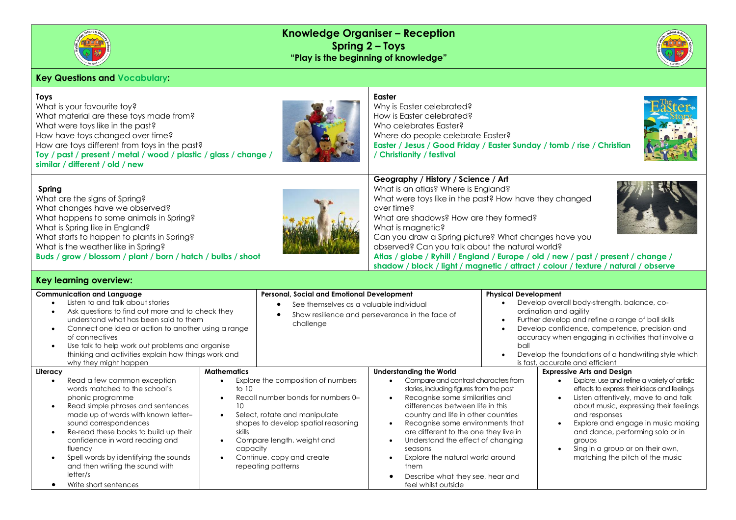# Knowledge Organiser – Reception
## Spring 2 – Toys
**"Play is the beginning of knowledge"**

## Key Questions and Vocabulary:

### Toys
What is your favourite toy?
What material are these toys made from?
What were toys like in the past?
How have toys changed over time?
How are toys different from toys in the past?
**Toy / past / present / metal / wood / plastic / glass / change / similar / different / old / new**

### Easter
Why is Easter celebrated?
How is Easter celebrated?
Who celebrates Easter?
Where do people celebrate Easter?
**Easter / Jesus / Good Friday / Easter Sunday / tomb / rise / Christian / Christianity / festival**

### Spring
What are the signs of Spring?
What changes have we observed?
What happens to some animals in Spring?
What is Spring like in England?
What starts to happen to plants in Spring?
What is the weather like in Spring?
**Buds / grow / blossom / plant / born / hatch / bulbs / shoot**

### Geography / History / Science / Art
What is an atlas? Where is England?
What were toys like in the past? How have they changed over time?
What are shadows? How are they formed?
What is magnetic?
Can you draw a Spring picture? What changes have you observed? Can you talk about the natural world?
**Atlas / globe / Ryhill / England / Europe / old / new / past / present / change / shadow / block / light / magnetic / attract / colour / texture / natural / observe**

## Key learning overview:

### Communication and Language
- Listen to and talk about stories
- Ask questions to find out more and to check they understand what has been said to them
- Connect one idea or action to another using a range of connectives
- Use talk to help work out problems and organise thinking and activities explain how things work and why they might happen

### Personal, Social and Emotional Development
- See themselves as a valuable individual
- Show resilience and perseverance in the face of challenge

### Physical Development
- Develop overall body-strength, balance, co-ordination and agility
- Further develop and refine a range of ball skills
- Develop confidence, competence, precision and accuracy when engaging in activities that involve a ball
- Develop the foundations of a handwriting style which is fast, accurate and efficient

### Literacy
- Read a few common exception words matched to the school's phonic programme
- Read simple phrases and sentences made up of words with known letter–sound correspondences
- Re-read these books to build up their confidence in word reading and fluency
- Spell words by identifying the sounds and then writing the sound with letter/s
- Write short sentences

### Mathematics
- Explore the composition of numbers to 10
- Recall number bonds for numbers 0–10
- Select, rotate and manipulate shapes to develop spatial reasoning skills
- Compare length, weight and capacity
- Continue, copy and create repeating patterns

### Understanding the World
- Compare and contrast characters from stories, including figures from the past
- Recognise some similarities and differences between life in this country and life in other countries
- Recognise some environments that are different to the one they live in
- Understand the effect of changing seasons
- Explore the natural world around them
- Describe what they see, hear and feel whilst outside

### Expressive Arts and Design
- Explore, use and refine a variety of artistic effects to express their ideas and feelings
- Listen attentively, move to and talk about music, expressing their feelings and responses
- Explore and engage in music making and dance, performing solo or in groups
- Sing in a group or on their own, matching the pitch of the music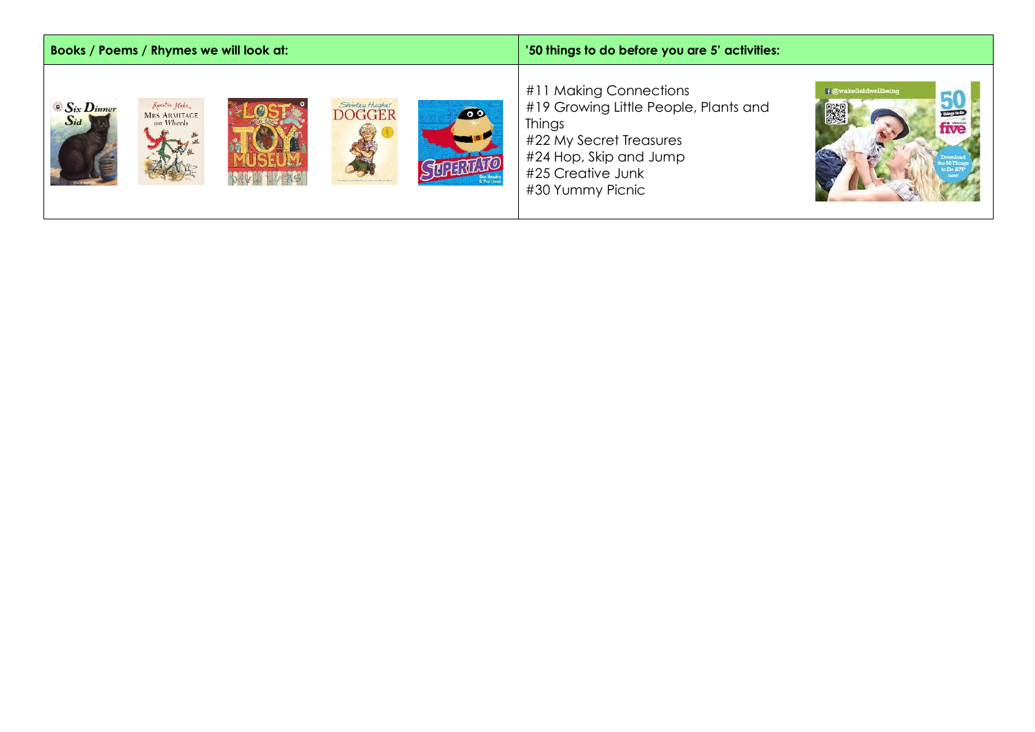| Books / Poems / Rhymes we will look at: | '50 things to do before you are 5' activities: |
| --- | --- |
| | #11 Making Connections<br>#19 Growing Little People, Plants and Things<br>#22 My Secret Treasures<br>#24 Hop, Skip and Jump<br>#25 Creative Junk<br>#30 Yummy Picnic |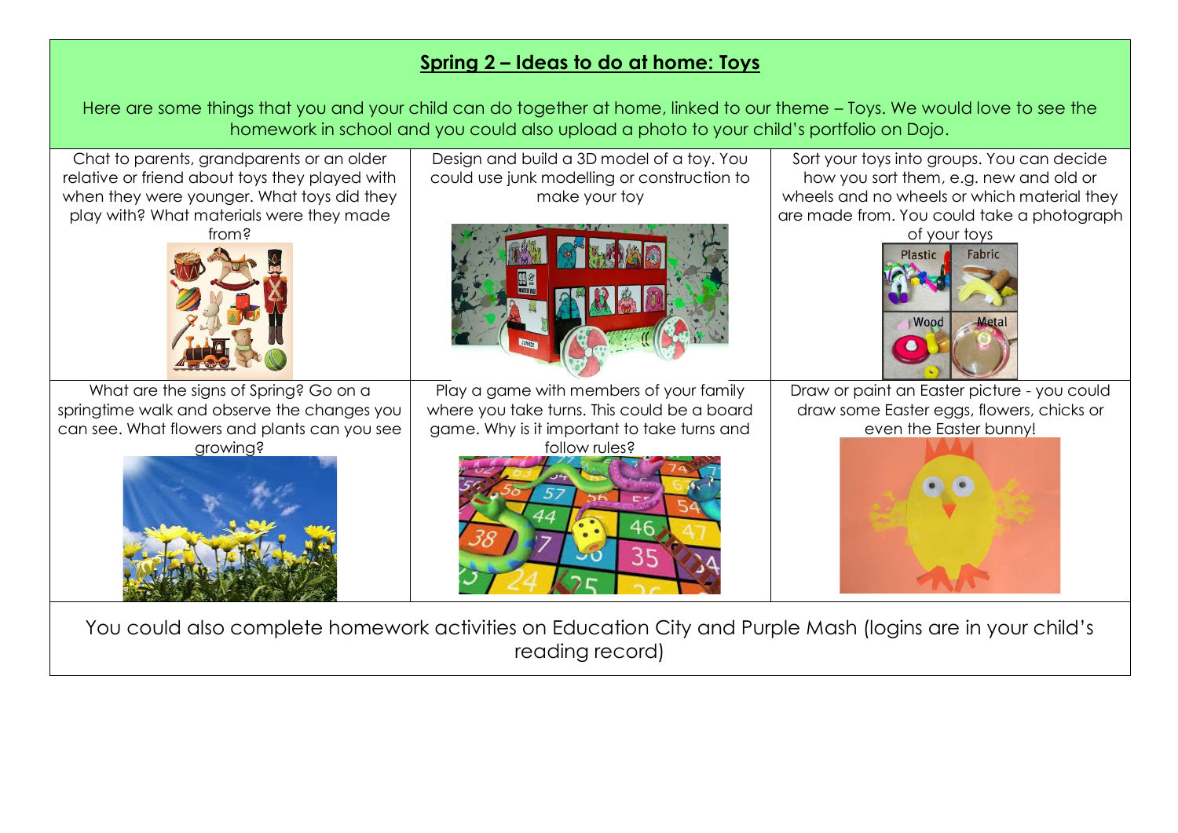## Spring 2 – Ideas to do at home: Toys

Here are some things that you and your child can do together at home, linked to our theme – Toys. We would love to see the homework in school and you could also upload a photo to your child's portfolio on Dojo.

| | | |
|---|---|---|
| Chat to parents, grandparents or an older relative or friend about toys they played with when they were younger. What toys did they play with? What materials were they made from? | Design and build a 3D model of a toy. You could use junk modelling or construction to make your toy | Sort your toys into groups. You can decide how you sort them, e.g. new and old or wheels and no wheels or which material they are made from. You could take a photograph of your toys |
| What are the signs of Spring? Go on a springtime walk and observe the changes you can see. What flowers and plants can you see growing? | Play a game with members of your family where you take turns. This could be a board game. Why is it important to take turns and follow rules? | Draw or paint an Easter picture - you could draw some Easter eggs, flowers, chicks or even the Easter bunny! |

You could also complete homework activities on Education City and Purple Mash (logins are in your child's reading record)